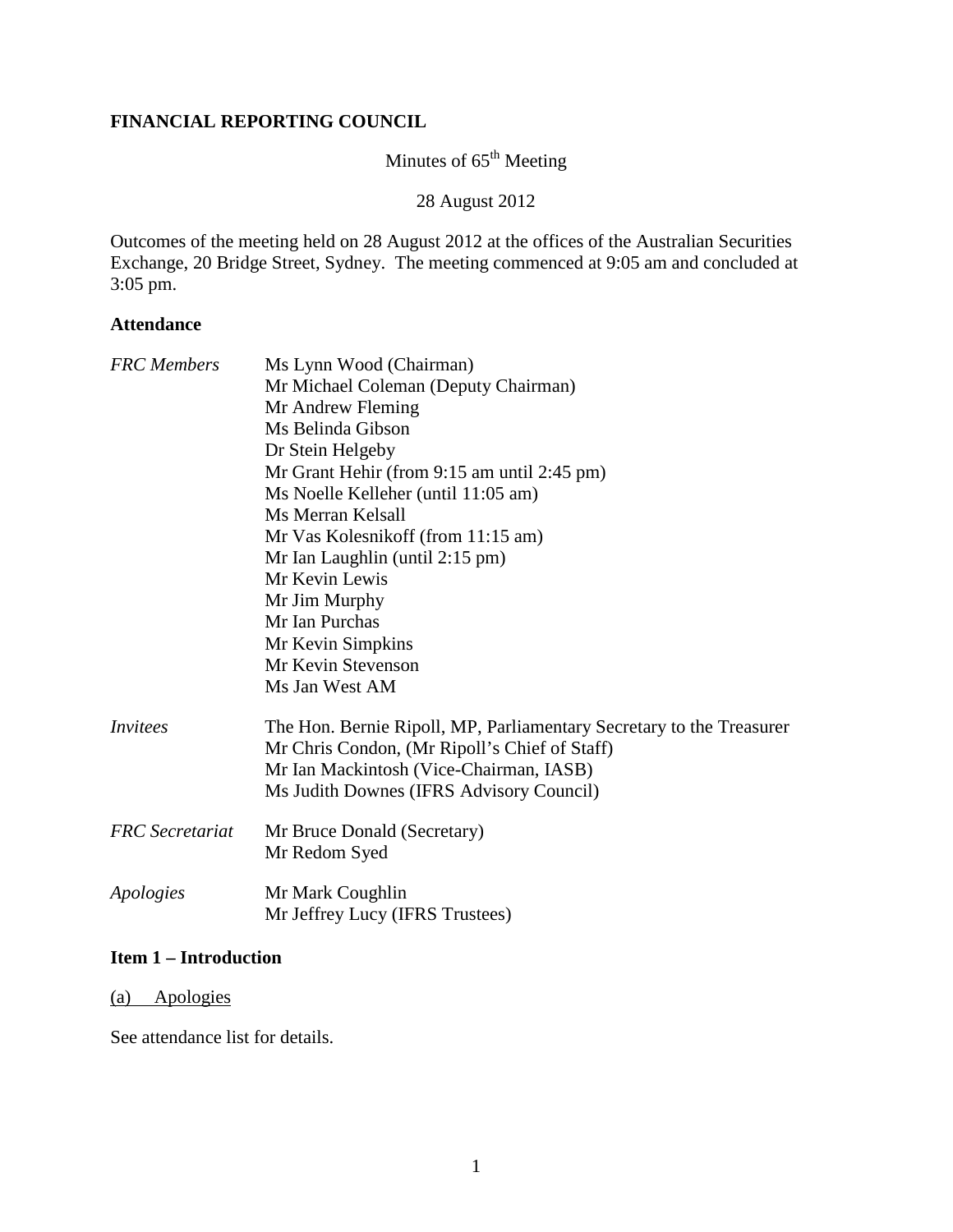**FINANCIAL REPORTING COUNCIL**

Minutes of 65th Meeting

28 August 2012

Outcomes of the meeting held on 28 August 2012 at the offices of the Australian Securities Exchange, 20 Bridge Street, Sydney. The meeting commenced at 9:05 am and concluded at 3:05 pm.

**Attendance**

| | |
|---|---|
| *FRC Members* | Ms Lynn Wood (Chairman)<br>Mr Michael Coleman (Deputy Chairman)<br>Mr Andrew Fleming<br>Ms Belinda Gibson<br>Dr Stein Helgeby<br>Mr Grant Hehir (from 9:15 am until 2:45 pm)<br>Ms Noelle Kelleher (until 11:05 am)<br>Ms Merran Kelsall<br>Mr Vas Kolesnikoff (from 11:15 am)<br>Mr Ian Laughlin (until 2:15 pm)<br>Mr Kevin Lewis<br>Mr Jim Murphy<br>Mr Ian Purchas<br>Mr Kevin Simpkins<br>Mr Kevin Stevenson<br>Ms Jan West AM |
| *Invitees* | The Hon. Bernie Ripoll, MP, Parliamentary Secretary to the Treasurer<br>Mr Chris Condon, (Mr Ripoll's Chief of Staff)<br>Mr Ian Mackintosh (Vice-Chairman, IASB)<br>Ms Judith Downes (IFRS Advisory Council) |
| *FRC Secretariat* | Mr Bruce Donald (Secretary)<br>Mr Redom Syed |
| *Apologies* | Mr Mark Coughlin<br>Mr Jeffrey Lucy (IFRS Trustees) |

**Item 1 – Introduction**

(a) Apologies

See attendance list for details.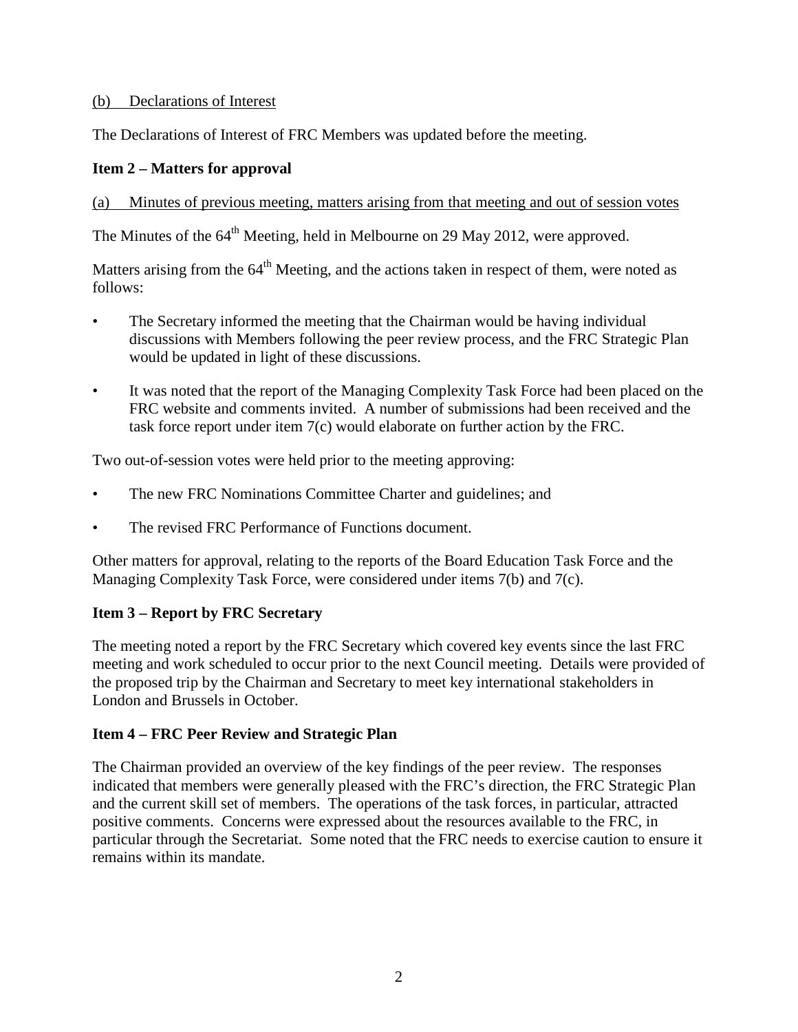(b) Declarations of Interest

The Declarations of Interest of FRC Members was updated before the meeting.

**Item 2 – Matters for approval**

(a) Minutes of previous meeting, matters arising from that meeting and out of session votes

The Minutes of the 64th Meeting, held in Melbourne on 29 May 2012, were approved.

Matters arising from the 64th Meeting, and the actions taken in respect of them, were noted as follows:

- The Secretary informed the meeting that the Chairman would be having individual discussions with Members following the peer review process, and the FRC Strategic Plan would be updated in light of these discussions.
- It was noted that the report of the Managing Complexity Task Force had been placed on the FRC website and comments invited. A number of submissions had been received and the task force report under item 7(c) would elaborate on further action by the FRC.

Two out-of-session votes were held prior to the meeting approving:

- The new FRC Nominations Committee Charter and guidelines; and
- The revised FRC Performance of Functions document.

Other matters for approval, relating to the reports of the Board Education Task Force and the Managing Complexity Task Force, were considered under items 7(b) and 7(c).

**Item 3 – Report by FRC Secretary**

The meeting noted a report by the FRC Secretary which covered key events since the last FRC meeting and work scheduled to occur prior to the next Council meeting. Details were provided of the proposed trip by the Chairman and Secretary to meet key international stakeholders in London and Brussels in October.

**Item 4 – FRC Peer Review and Strategic Plan**

The Chairman provided an overview of the key findings of the peer review. The responses indicated that members were generally pleased with the FRC's direction, the FRC Strategic Plan and the current skill set of members. The operations of the task forces, in particular, attracted positive comments. Concerns were expressed about the resources available to the FRC, in particular through the Secretariat. Some noted that the FRC needs to exercise caution to ensure it remains within its mandate.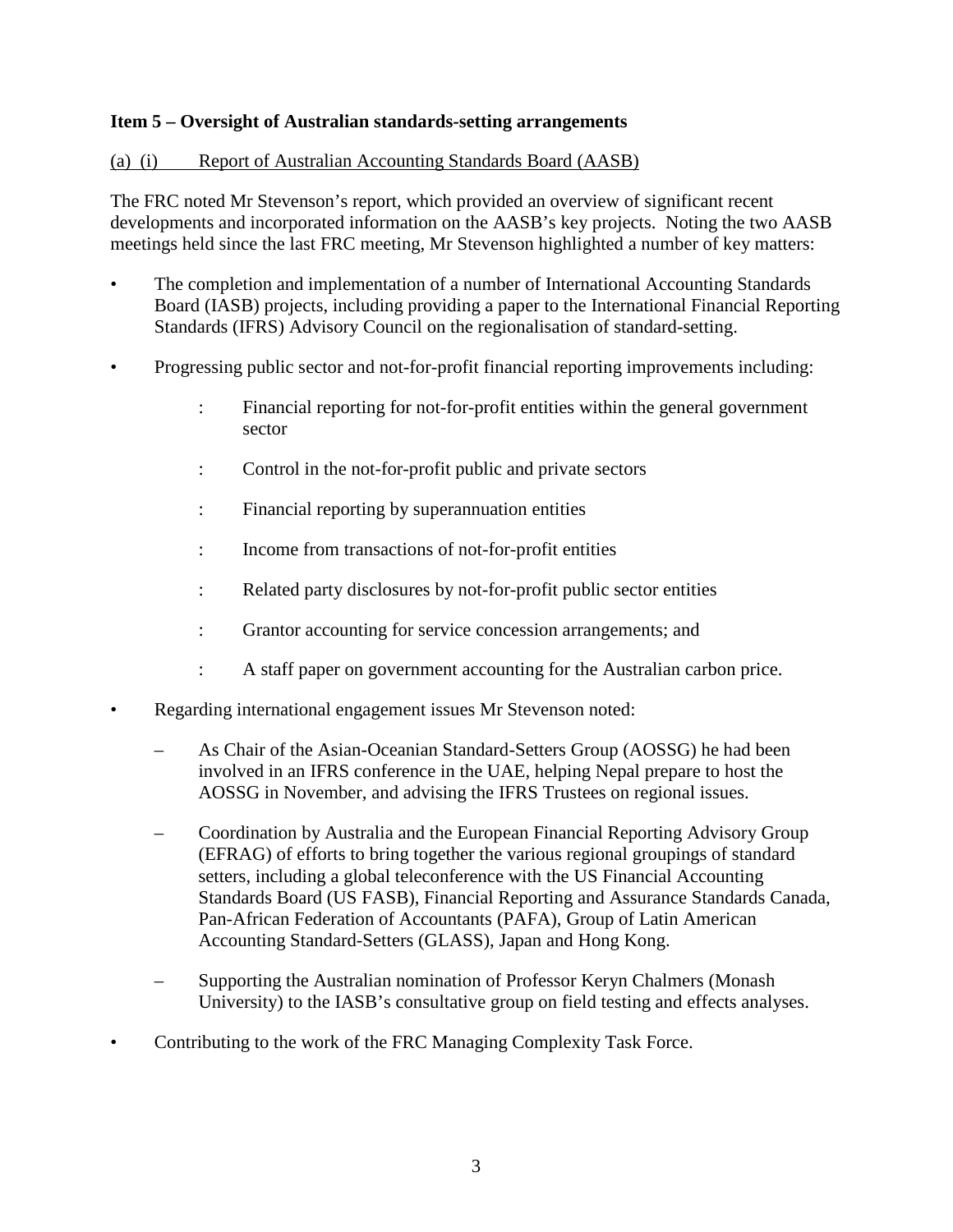**Item 5 – Oversight of Australian standards-setting arrangements**

(a) (i) Report of Australian Accounting Standards Board (AASB)

The FRC noted Mr Stevenson's report, which provided an overview of significant recent developments and incorporated information on the AASB's key projects. Noting the two AASB meetings held since the last FRC meeting, Mr Stevenson highlighted a number of key matters:

- The completion and implementation of a number of International Accounting Standards Board (IASB) projects, including providing a paper to the International Financial Reporting Standards (IFRS) Advisory Council on the regionalisation of standard-setting.
- Progressing public sector and not-for-profit financial reporting improvements including:
  - Financial reporting for not-for-profit entities within the general government sector
  - Control in the not-for-profit public and private sectors
  - Financial reporting by superannuation entities
  - Income from transactions of not-for-profit entities
  - Related party disclosures by not-for-profit public sector entities
  - Grantor accounting for service concession arrangements; and
  - A staff paper on government accounting for the Australian carbon price.
- Regarding international engagement issues Mr Stevenson noted:
  - As Chair of the Asian-Oceanian Standard-Setters Group (AOSSG) he had been involved in an IFRS conference in the UAE, helping Nepal prepare to host the AOSSG in November, and advising the IFRS Trustees on regional issues.
  - Coordination by Australia and the European Financial Reporting Advisory Group (EFRAG) of efforts to bring together the various regional groupings of standard setters, including a global teleconference with the US Financial Accounting Standards Board (US FASB), Financial Reporting and Assurance Standards Canada, Pan-African Federation of Accountants (PAFA), Group of Latin American Accounting Standard-Setters (GLASS), Japan and Hong Kong.
  - Supporting the Australian nomination of Professor Keryn Chalmers (Monash University) to the IASB's consultative group on field testing and effects analyses.
- Contributing to the work of the FRC Managing Complexity Task Force.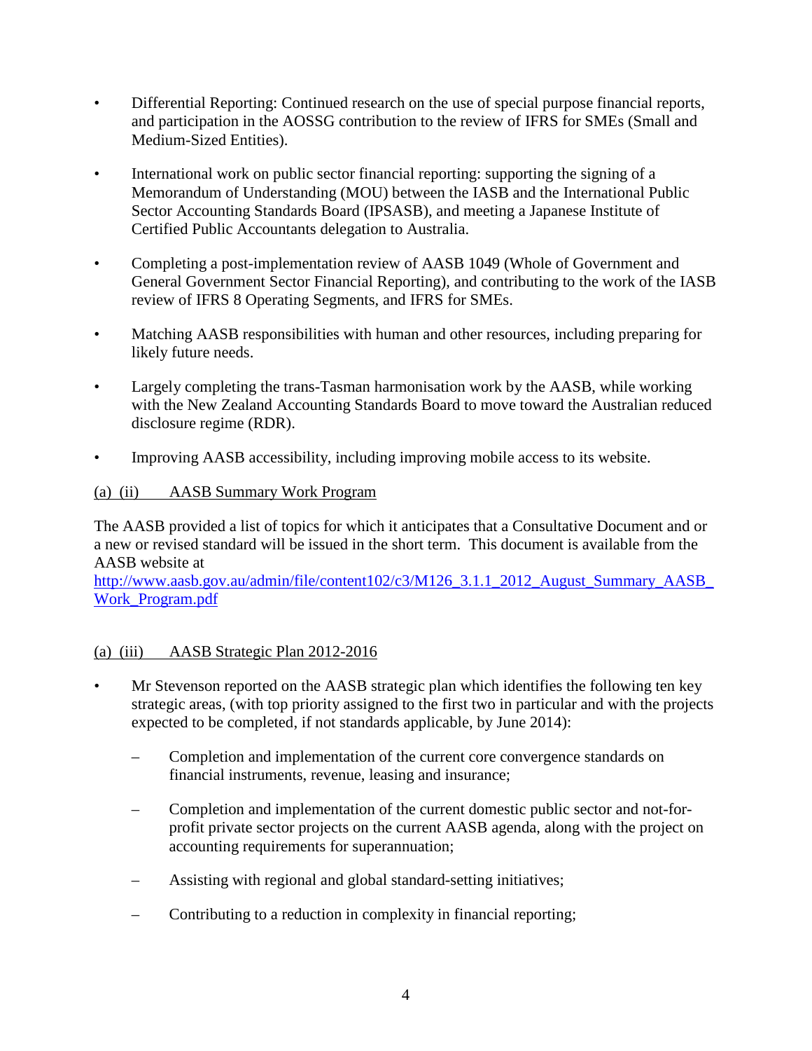- Differential Reporting: Continued research on the use of special purpose financial reports, and participation in the AOSSG contribution to the review of IFRS for SMEs (Small and Medium-Sized Entities).

- International work on public sector financial reporting: supporting the signing of a Memorandum of Understanding (MOU) between the IASB and the International Public Sector Accounting Standards Board (IPSASB), and meeting a Japanese Institute of Certified Public Accountants delegation to Australia.

- Completing a post-implementation review of AASB 1049 (Whole of Government and General Government Sector Financial Reporting), and contributing to the work of the IASB review of IFRS 8 Operating Segments, and IFRS for SMEs.

- Matching AASB responsibilities with human and other resources, including preparing for likely future needs.

- Largely completing the trans-Tasman harmonisation work by the AASB, while working with the New Zealand Accounting Standards Board to move toward the Australian reduced disclosure regime (RDR).

- Improving AASB accessibility, including improving mobile access to its website.

(a) (ii) AASB Summary Work Program

The AASB provided a list of topics for which it anticipates that a Consultative Document and or a new or revised standard will be issued in the short term. This document is available from the AASB website at
http://www.aasb.gov.au/admin/file/content102/c3/M126_3.1.1_2012_August_Summary_AASB_Work_Program.pdf

(a) (iii) AASB Strategic Plan 2012-2016

- Mr Stevenson reported on the AASB strategic plan which identifies the following ten key strategic areas, (with top priority assigned to the first two in particular and with the projects expected to be completed, if not standards applicable, by June 2014):

  - Completion and implementation of the current core convergence standards on financial instruments, revenue, leasing and insurance;

  - Completion and implementation of the current domestic public sector and not-for-profit private sector projects on the current AASB agenda, along with the project on accounting requirements for superannuation;

  - Assisting with regional and global standard-setting initiatives;

  - Contributing to a reduction in complexity in financial reporting;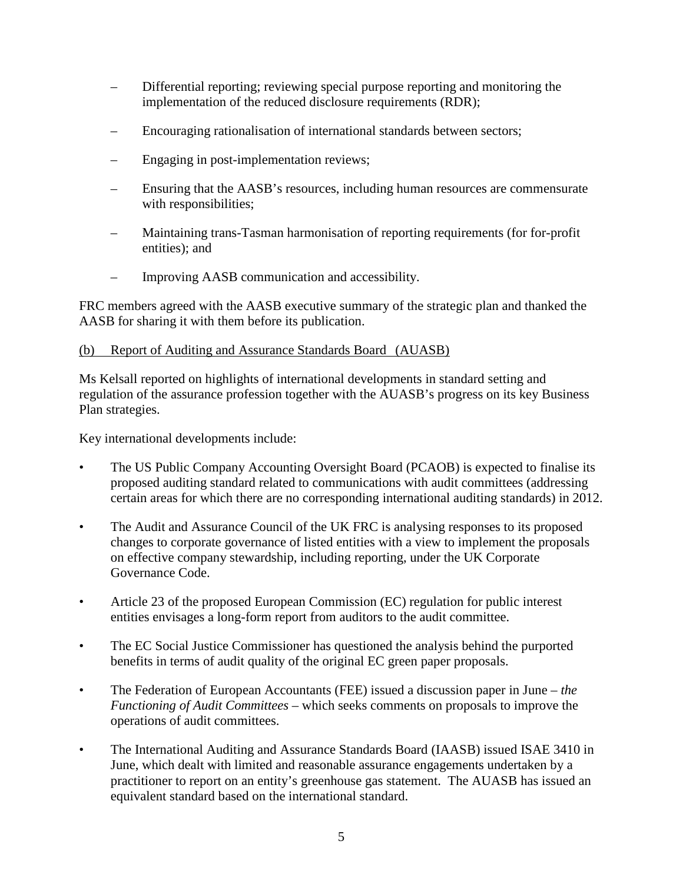- Differential reporting; reviewing special purpose reporting and monitoring the implementation of the reduced disclosure requirements (RDR);
- Encouraging rationalisation of international standards between sectors;
- Engaging in post-implementation reviews;
- Ensuring that the AASB's resources, including human resources are commensurate with responsibilities;
- Maintaining trans-Tasman harmonisation of reporting requirements (for for-profit entities); and
- Improving AASB communication and accessibility.

FRC members agreed with the AASB executive summary of the strategic plan and thanked the AASB for sharing it with them before its publication.

(b) Report of Auditing and Assurance Standards Board (AUASB)

Ms Kelsall reported on highlights of international developments in standard setting and regulation of the assurance profession together with the AUASB's progress on its key Business Plan strategies.

Key international developments include:

- The US Public Company Accounting Oversight Board (PCAOB) is expected to finalise its proposed auditing standard related to communications with audit committees (addressing certain areas for which there are no corresponding international auditing standards) in 2012.
- The Audit and Assurance Council of the UK FRC is analysing responses to its proposed changes to corporate governance of listed entities with a view to implement the proposals on effective company stewardship, including reporting, under the UK Corporate Governance Code.
- Article 23 of the proposed European Commission (EC) regulation for public interest entities envisages a long-form report from auditors to the audit committee.
- The EC Social Justice Commissioner has questioned the analysis behind the purported benefits in terms of audit quality of the original EC green paper proposals.
- The Federation of European Accountants (FEE) issued a discussion paper in June – *the Functioning of Audit Committees* – which seeks comments on proposals to improve the operations of audit committees.
- The International Auditing and Assurance Standards Board (IAASB) issued ISAE 3410 in June, which dealt with limited and reasonable assurance engagements undertaken by a practitioner to report on an entity's greenhouse gas statement. The AUASB has issued an equivalent standard based on the international standard.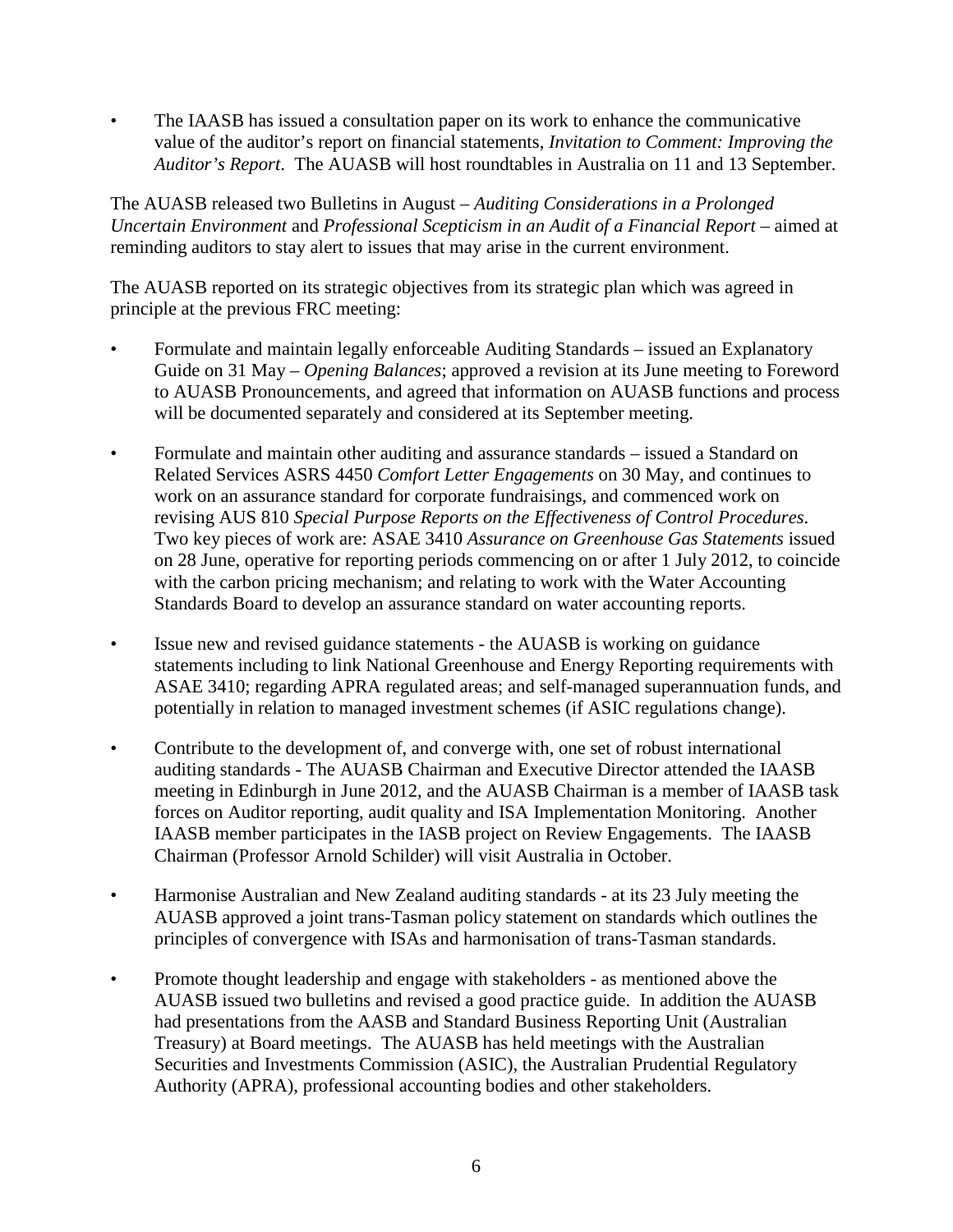- The IAASB has issued a consultation paper on its work to enhance the communicative value of the auditor's report on financial statements, *Invitation to Comment: Improving the Auditor's Report*. The AUASB will host roundtables in Australia on 11 and 13 September.

The AUASB released two Bulletins in August – *Auditing Considerations in a Prolonged Uncertain Environment* and *Professional Scepticism in an Audit of a Financial Report* – aimed at reminding auditors to stay alert to issues that may arise in the current environment.

The AUASB reported on its strategic objectives from its strategic plan which was agreed in principle at the previous FRC meeting:

- Formulate and maintain legally enforceable Auditing Standards – issued an Explanatory Guide on 31 May – *Opening Balances*; approved a revision at its June meeting to Foreword to AUASB Pronouncements, and agreed that information on AUASB functions and process will be documented separately and considered at its September meeting.

- Formulate and maintain other auditing and assurance standards – issued a Standard on Related Services ASRS 4450 *Comfort Letter Engagements* on 30 May, and continues to work on an assurance standard for corporate fundraisings, and commenced work on revising AUS 810 *Special Purpose Reports on the Effectiveness of Control Procedures*. Two key pieces of work are: ASAE 3410 *Assurance on Greenhouse Gas Statements* issued on 28 June, operative for reporting periods commencing on or after 1 July 2012, to coincide with the carbon pricing mechanism; and relating to work with the Water Accounting Standards Board to develop an assurance standard on water accounting reports.

- Issue new and revised guidance statements - the AUASB is working on guidance statements including to link National Greenhouse and Energy Reporting requirements with ASAE 3410; regarding APRA regulated areas; and self-managed superannuation funds, and potentially in relation to managed investment schemes (if ASIC regulations change).

- Contribute to the development of, and converge with, one set of robust international auditing standards - The AUASB Chairman and Executive Director attended the IAASB meeting in Edinburgh in June 2012, and the AUASB Chairman is a member of IAASB task forces on Auditor reporting, audit quality and ISA Implementation Monitoring. Another IAASB member participates in the IASB project on Review Engagements. The IAASB Chairman (Professor Arnold Schilder) will visit Australia in October.

- Harmonise Australian and New Zealand auditing standards - at its 23 July meeting the AUASB approved a joint trans-Tasman policy statement on standards which outlines the principles of convergence with ISAs and harmonisation of trans-Tasman standards.

- Promote thought leadership and engage with stakeholders - as mentioned above the AUASB issued two bulletins and revised a good practice guide. In addition the AUASB had presentations from the AASB and Standard Business Reporting Unit (Australian Treasury) at Board meetings. The AUASB has held meetings with the Australian Securities and Investments Commission (ASIC), the Australian Prudential Regulatory Authority (APRA), professional accounting bodies and other stakeholders.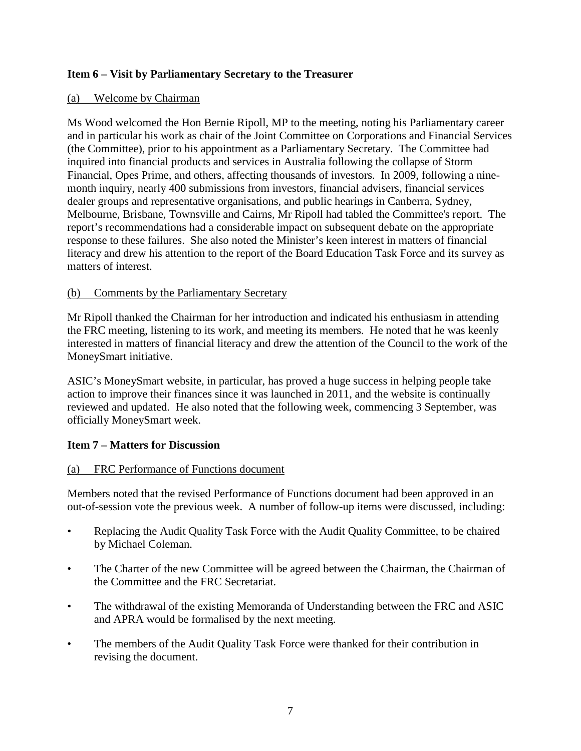**Item 6 – Visit by Parliamentary Secretary to the Treasurer**

(a) Welcome by Chairman

Ms Wood welcomed the Hon Bernie Ripoll, MP to the meeting, noting his Parliamentary career and in particular his work as chair of the Joint Committee on Corporations and Financial Services (the Committee), prior to his appointment as a Parliamentary Secretary. The Committee had inquired into financial products and services in Australia following the collapse of Storm Financial, Opes Prime, and others, affecting thousands of investors. In 2009, following a nine-month inquiry, nearly 400 submissions from investors, financial advisers, financial services dealer groups and representative organisations, and public hearings in Canberra, Sydney, Melbourne, Brisbane, Townsville and Cairns, Mr Ripoll had tabled the Committee's report. The report's recommendations had a considerable impact on subsequent debate on the appropriate response to these failures. She also noted the Minister's keen interest in matters of financial literacy and drew his attention to the report of the Board Education Task Force and its survey as matters of interest.

(b) Comments by the Parliamentary Secretary

Mr Ripoll thanked the Chairman for her introduction and indicated his enthusiasm in attending the FRC meeting, listening to its work, and meeting its members. He noted that he was keenly interested in matters of financial literacy and drew the attention of the Council to the work of the MoneySmart initiative.

ASIC's MoneySmart website, in particular, has proved a huge success in helping people take action to improve their finances since it was launched in 2011, and the website is continually reviewed and updated. He also noted that the following week, commencing 3 September, was officially MoneySmart week.

**Item 7 – Matters for Discussion**

(a) FRC Performance of Functions document

Members noted that the revised Performance of Functions document had been approved in an out-of-session vote the previous week. A number of follow-up items were discussed, including:

- Replacing the Audit Quality Task Force with the Audit Quality Committee, to be chaired by Michael Coleman.
- The Charter of the new Committee will be agreed between the Chairman, the Chairman of the Committee and the FRC Secretariat.
- The withdrawal of the existing Memoranda of Understanding between the FRC and ASIC and APRA would be formalised by the next meeting.
- The members of the Audit Quality Task Force were thanked for their contribution in revising the document.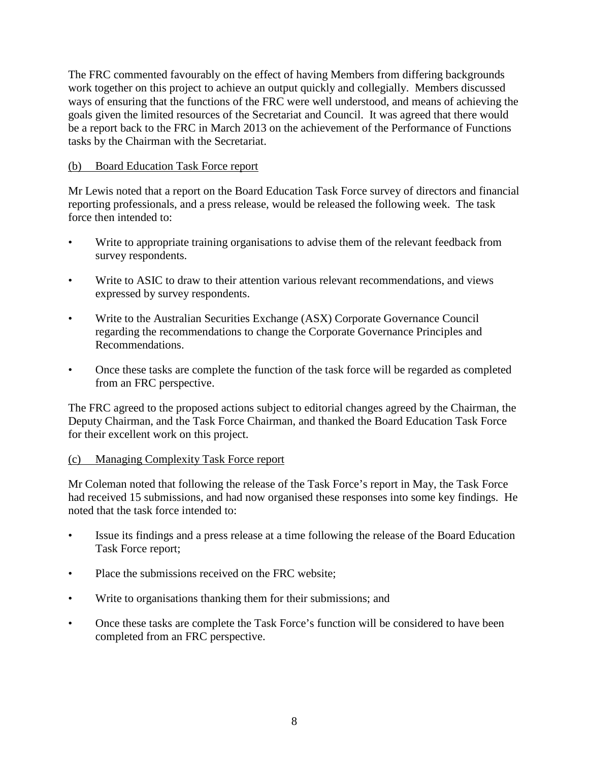The FRC commented favourably on the effect of having Members from differing backgrounds work together on this project to achieve an output quickly and collegially. Members discussed ways of ensuring that the functions of the FRC were well understood, and means of achieving the goals given the limited resources of the Secretariat and Council. It was agreed that there would be a report back to the FRC in March 2013 on the achievement of the Performance of Functions tasks by the Chairman with the Secretariat.

(b) Board Education Task Force report

Mr Lewis noted that a report on the Board Education Task Force survey of directors and financial reporting professionals, and a press release, would be released the following week. The task force then intended to:

- Write to appropriate training organisations to advise them of the relevant feedback from survey respondents.
- Write to ASIC to draw to their attention various relevant recommendations, and views expressed by survey respondents.
- Write to the Australian Securities Exchange (ASX) Corporate Governance Council regarding the recommendations to change the Corporate Governance Principles and Recommendations.
- Once these tasks are complete the function of the task force will be regarded as completed from an FRC perspective.

The FRC agreed to the proposed actions subject to editorial changes agreed by the Chairman, the Deputy Chairman, and the Task Force Chairman, and thanked the Board Education Task Force for their excellent work on this project.

(c) Managing Complexity Task Force report

Mr Coleman noted that following the release of the Task Force's report in May, the Task Force had received 15 submissions, and had now organised these responses into some key findings. He noted that the task force intended to:

- Issue its findings and a press release at a time following the release of the Board Education Task Force report;
- Place the submissions received on the FRC website;
- Write to organisations thanking them for their submissions; and
- Once these tasks are complete the Task Force's function will be considered to have been completed from an FRC perspective.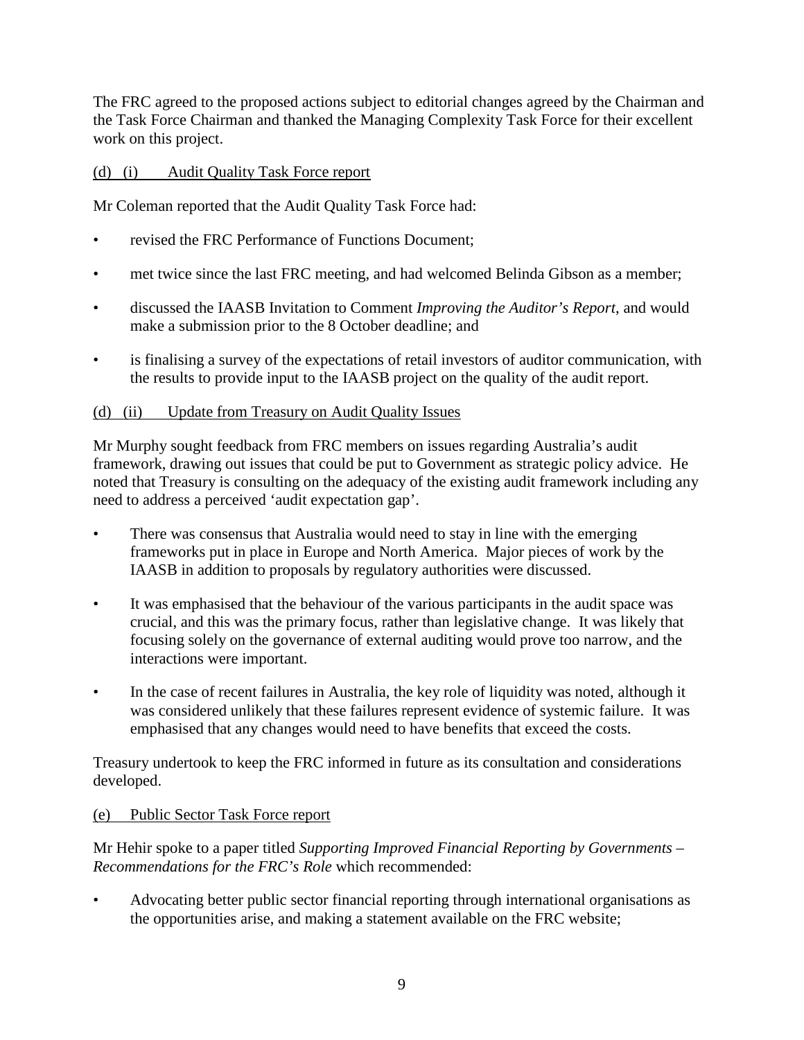The FRC agreed to the proposed actions subject to editorial changes agreed by the Chairman and the Task Force Chairman and thanked the Managing Complexity Task Force for their excellent work on this project.

(d) (i) Audit Quality Task Force report

Mr Coleman reported that the Audit Quality Task Force had:

- revised the FRC Performance of Functions Document;
- met twice since the last FRC meeting, and had welcomed Belinda Gibson as a member;
- discussed the IAASB Invitation to Comment *Improving the Auditor's Report*, and would make a submission prior to the 8 October deadline; and
- is finalising a survey of the expectations of retail investors of auditor communication, with the results to provide input to the IAASB project on the quality of the audit report.

(d) (ii) Update from Treasury on Audit Quality Issues

Mr Murphy sought feedback from FRC members on issues regarding Australia's audit framework, drawing out issues that could be put to Government as strategic policy advice. He noted that Treasury is consulting on the adequacy of the existing audit framework including any need to address a perceived 'audit expectation gap'.

- There was consensus that Australia would need to stay in line with the emerging frameworks put in place in Europe and North America. Major pieces of work by the IAASB in addition to proposals by regulatory authorities were discussed.
- It was emphasised that the behaviour of the various participants in the audit space was crucial, and this was the primary focus, rather than legislative change. It was likely that focusing solely on the governance of external auditing would prove too narrow, and the interactions were important.
- In the case of recent failures in Australia, the key role of liquidity was noted, although it was considered unlikely that these failures represent evidence of systemic failure. It was emphasised that any changes would need to have benefits that exceed the costs.

Treasury undertook to keep the FRC informed in future as its consultation and considerations developed.

(e) Public Sector Task Force report

Mr Hehir spoke to a paper titled *Supporting Improved Financial Reporting by Governments – Recommendations for the FRC's Role* which recommended:

- Advocating better public sector financial reporting through international organisations as the opportunities arise, and making a statement available on the FRC website;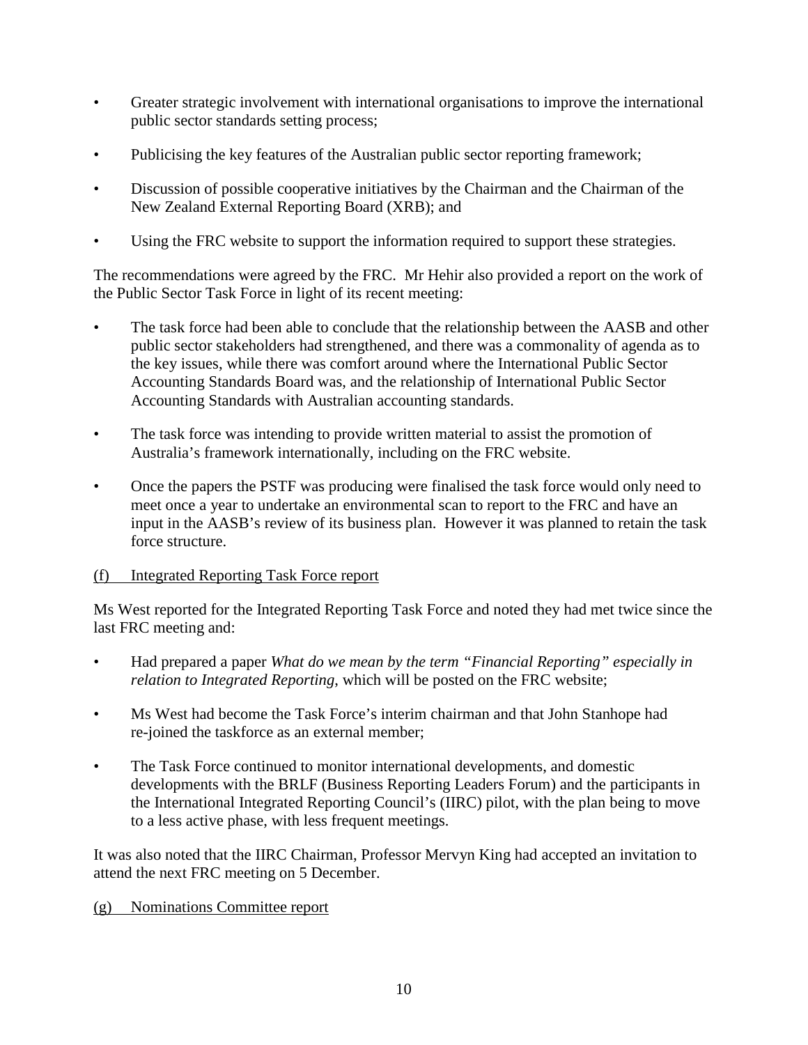- Greater strategic involvement with international organisations to improve the international public sector standards setting process;
- Publicising the key features of the Australian public sector reporting framework;
- Discussion of possible cooperative initiatives by the Chairman and the Chairman of the New Zealand External Reporting Board (XRB); and
- Using the FRC website to support the information required to support these strategies.

The recommendations were agreed by the FRC. Mr Hehir also provided a report on the work of the Public Sector Task Force in light of its recent meeting:

- The task force had been able to conclude that the relationship between the AASB and other public sector stakeholders had strengthened, and there was a commonality of agenda as to the key issues, while there was comfort around where the International Public Sector Accounting Standards Board was, and the relationship of International Public Sector Accounting Standards with Australian accounting standards.
- The task force was intending to provide written material to assist the promotion of Australia's framework internationally, including on the FRC website.
- Once the papers the PSTF was producing were finalised the task force would only need to meet once a year to undertake an environmental scan to report to the FRC and have an input in the AASB's review of its business plan. However it was planned to retain the task force structure.

<u>(f) Integrated Reporting Task Force report</u>

Ms West reported for the Integrated Reporting Task Force and noted they had met twice since the last FRC meeting and:

- Had prepared a paper *What do we mean by the term "Financial Reporting" especially in relation to Integrated Reporting*, which will be posted on the FRC website;
- Ms West had become the Task Force's interim chairman and that John Stanhope had re-joined the taskforce as an external member;
- The Task Force continued to monitor international developments, and domestic developments with the BRLF (Business Reporting Leaders Forum) and the participants in the International Integrated Reporting Council's (IIRC) pilot, with the plan being to move to a less active phase, with less frequent meetings.

It was also noted that the IIRC Chairman, Professor Mervyn King had accepted an invitation to attend the next FRC meeting on 5 December.

<u>(g) Nominations Committee report</u>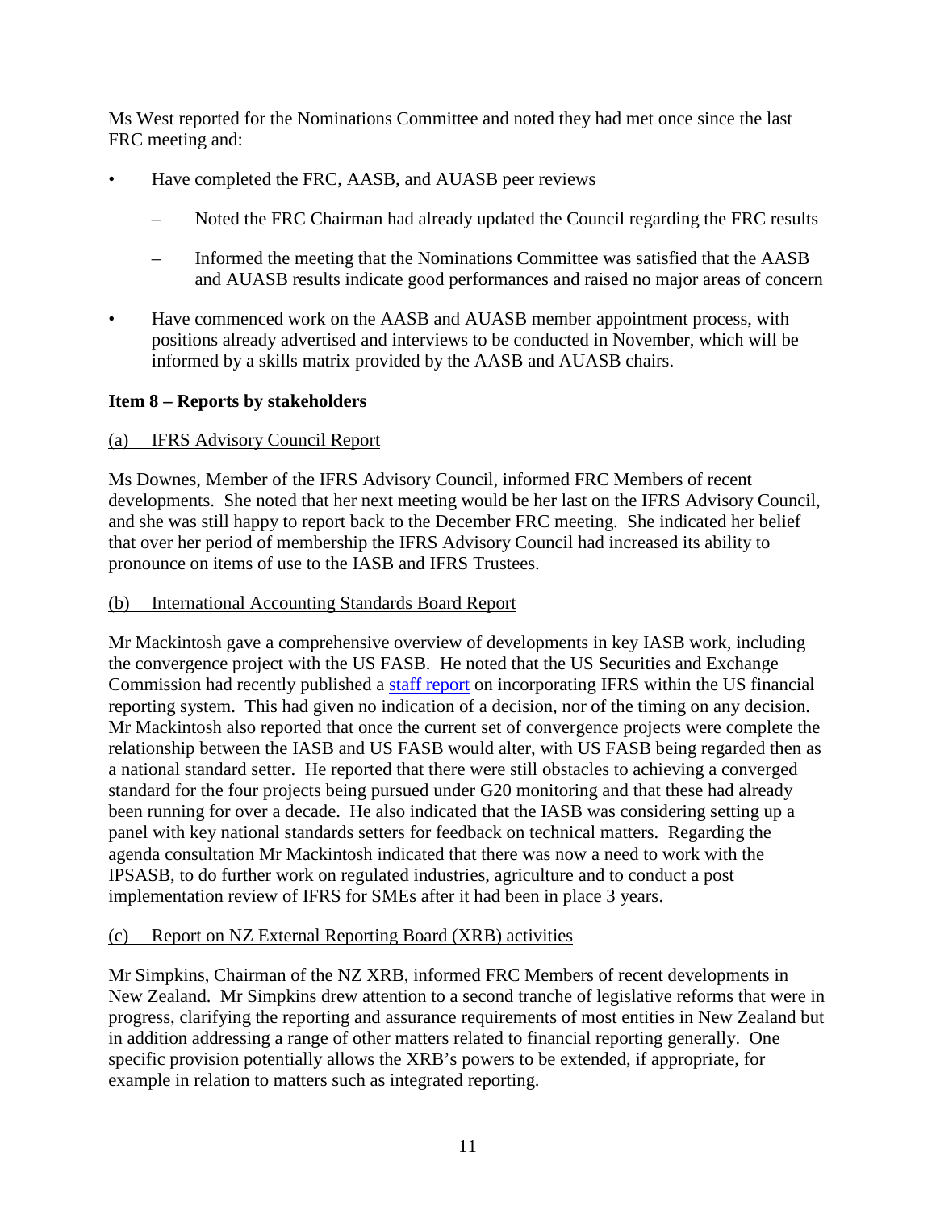Ms West reported for the Nominations Committee and noted they had met once since the last FRC meeting and:

- Have completed the FRC, AASB, and AUASB peer reviews
  - Noted the FRC Chairman had already updated the Council regarding the FRC results
  - Informed the meeting that the Nominations Committee was satisfied that the AASB and AUASB results indicate good performances and raised no major areas of concern
- Have commenced work on the AASB and AUASB member appointment process, with positions already advertised and interviews to be conducted in November, which will be informed by a skills matrix provided by the AASB and AUASB chairs.

**Item 8 – Reports by stakeholders**

(a) IFRS Advisory Council Report

Ms Downes, Member of the IFRS Advisory Council, informed FRC Members of recent developments. She noted that her next meeting would be her last on the IFRS Advisory Council, and she was still happy to report back to the December FRC meeting. She indicated her belief that over her period of membership the IFRS Advisory Council had increased its ability to pronounce on items of use to the IASB and IFRS Trustees.

(b) International Accounting Standards Board Report

Mr Mackintosh gave a comprehensive overview of developments in key IASB work, including the convergence project with the US FASB. He noted that the US Securities and Exchange Commission had recently published a staff report on incorporating IFRS within the US financial reporting system. This had given no indication of a decision, nor of the timing on any decision. Mr Mackintosh also reported that once the current set of convergence projects were complete the relationship between the IASB and US FASB would alter, with US FASB being regarded then as a national standard setter. He reported that there were still obstacles to achieving a converged standard for the four projects being pursued under G20 monitoring and that these had already been running for over a decade. He also indicated that the IASB was considering setting up a panel with key national standards setters for feedback on technical matters. Regarding the agenda consultation Mr Mackintosh indicated that there was now a need to work with the IPSASB, to do further work on regulated industries, agriculture and to conduct a post implementation review of IFRS for SMEs after it had been in place 3 years.

(c) Report on NZ External Reporting Board (XRB) activities

Mr Simpkins, Chairman of the NZ XRB, informed FRC Members of recent developments in New Zealand. Mr Simpkins drew attention to a second tranche of legislative reforms that were in progress, clarifying the reporting and assurance requirements of most entities in New Zealand but in addition addressing a range of other matters related to financial reporting generally. One specific provision potentially allows the XRB's powers to be extended, if appropriate, for example in relation to matters such as integrated reporting.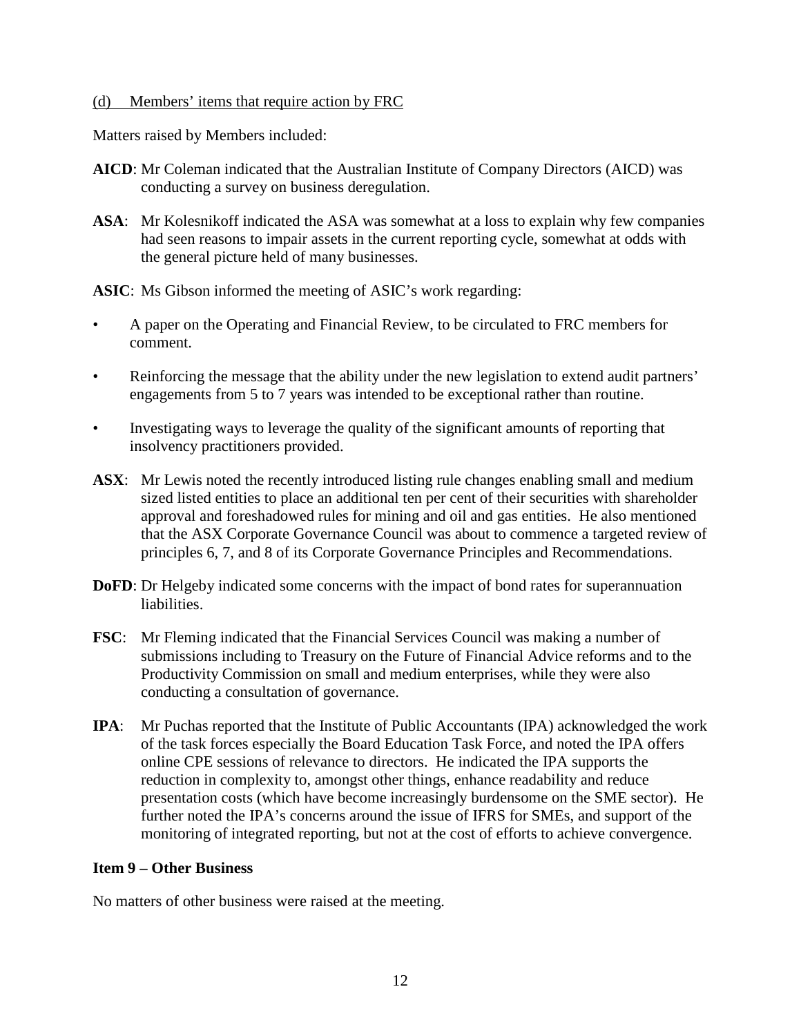(d) Members' items that require action by FRC

Matters raised by Members included:

**AICD**: Mr Coleman indicated that the Australian Institute of Company Directors (AICD) was conducting a survey on business deregulation.

**ASA**: Mr Kolesnikoff indicated the ASA was somewhat at a loss to explain why few companies had seen reasons to impair assets in the current reporting cycle, somewhat at odds with the general picture held of many businesses.

**ASIC**: Ms Gibson informed the meeting of ASIC's work regarding:

- A paper on the Operating and Financial Review, to be circulated to FRC members for comment.
- Reinforcing the message that the ability under the new legislation to extend audit partners' engagements from 5 to 7 years was intended to be exceptional rather than routine.
- Investigating ways to leverage the quality of the significant amounts of reporting that insolvency practitioners provided.

**ASX**: Mr Lewis noted the recently introduced listing rule changes enabling small and medium sized listed entities to place an additional ten per cent of their securities with shareholder approval and foreshadowed rules for mining and oil and gas entities. He also mentioned that the ASX Corporate Governance Council was about to commence a targeted review of principles 6, 7, and 8 of its Corporate Governance Principles and Recommendations.

**DoFD**: Dr Helgeby indicated some concerns with the impact of bond rates for superannuation liabilities.

**FSC**: Mr Fleming indicated that the Financial Services Council was making a number of submissions including to Treasury on the Future of Financial Advice reforms and to the Productivity Commission on small and medium enterprises, while they were also conducting a consultation of governance.

**IPA**: Mr Puchas reported that the Institute of Public Accountants (IPA) acknowledged the work of the task forces especially the Board Education Task Force, and noted the IPA offers online CPE sessions of relevance to directors. He indicated the IPA supports the reduction in complexity to, amongst other things, enhance readability and reduce presentation costs (which have become increasingly burdensome on the SME sector). He further noted the IPA's concerns around the issue of IFRS for SMEs, and support of the monitoring of integrated reporting, but not at the cost of efforts to achieve convergence.

**Item 9 – Other Business**

No matters of other business were raised at the meeting.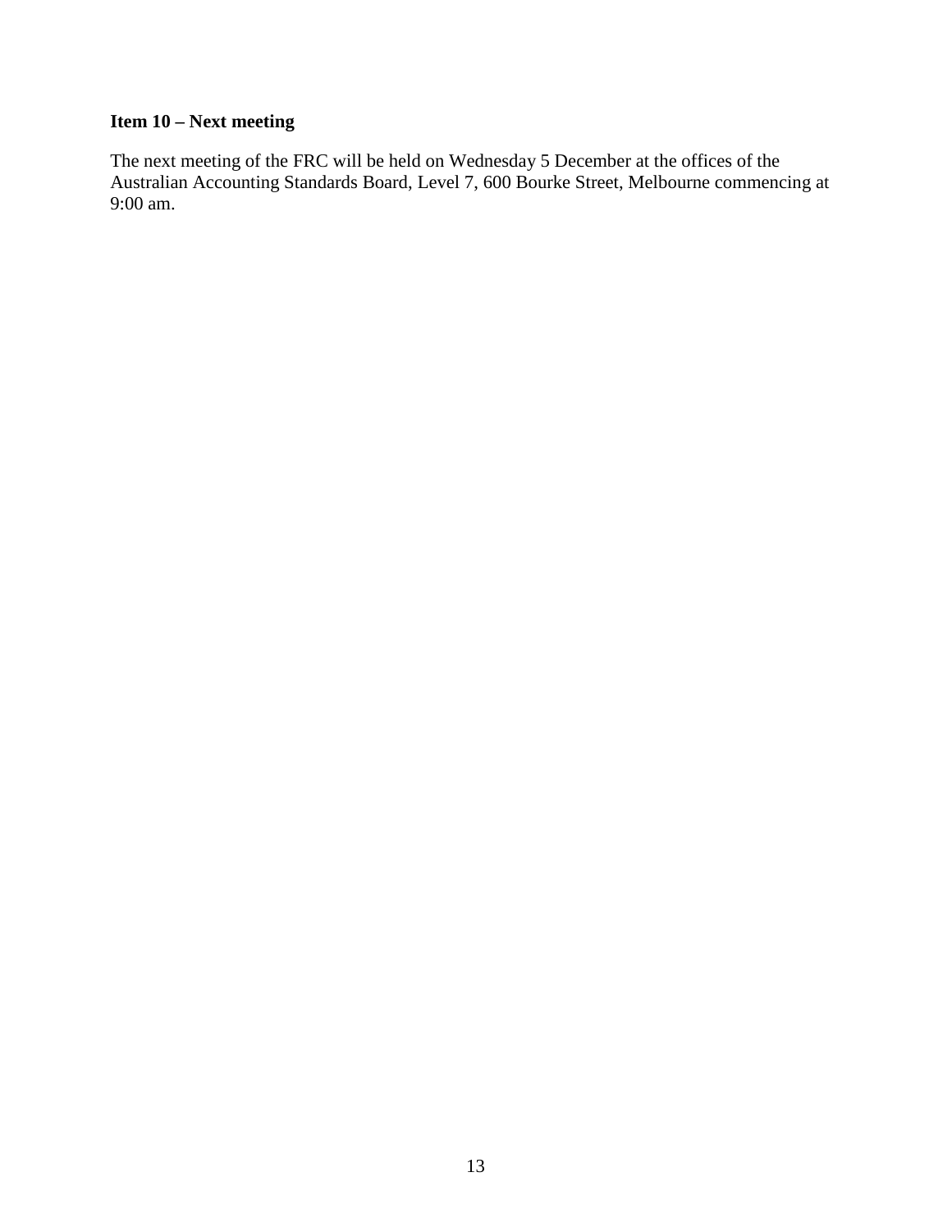**Item 10 – Next meeting**

The next meeting of the FRC will be held on Wednesday 5 December at the offices of the Australian Accounting Standards Board, Level 7, 600 Bourke Street, Melbourne commencing at 9:00 am.